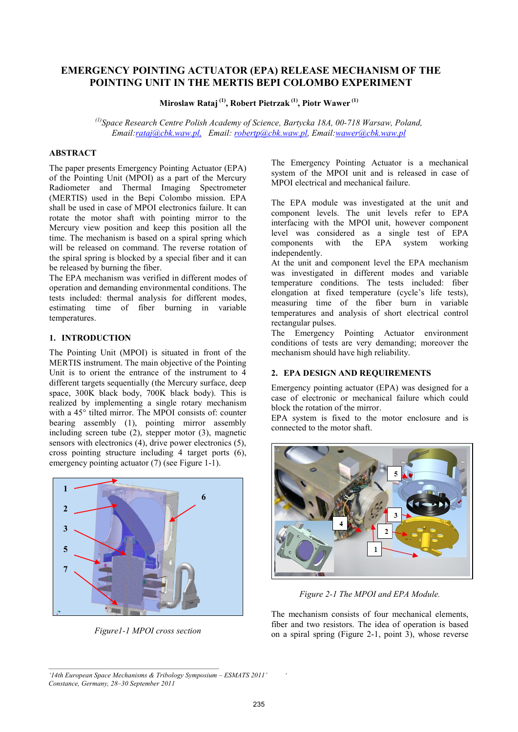# EMERGENCY POINTING ACTUATOR (EPA) RELEASE MECHANISM OF THE POINTING UNIT IN THE MERTIS BEPI COLOMBO EXPERIMENT

**Miroslaw Rataj [(1)], Robert Pietrzak [(1)], Piotr Wawer [(1)]**

*[(1)]Space Research Centre Polish Academy of Science, Bartycka 18A, 00-718 Warsaw, Poland, Email:rataj@cbk.waw.pl, Email: robertp@cbk.waw.pl, Email:wawer@cbk.waw.pl*

## ABSTRACT

The paper presents Emergency Pointing Actuator (EPA) of the Pointing Unit (MPOI) as a part of the Mercury Radiometer and Thermal Imaging Spectrometer (MERTIS) used in the Bepi Colombo mission. EPA shall be used in case of MPOI electronics failure. It can rotate the motor shaft with pointing mirror to the Mercury view position and keep this position all the time. The mechanism is based on a spiral spring which will be released on command. The reverse rotation of the spiral spring is blocked by a special fiber and it can be released by burning the fiber.

The EPA mechanism was verified in different modes of operation and demanding environmental conditions. The tests included: thermal analysis for different modes, estimating time of fiber burning in variable temperatures.

## 1. INTRODUCTION

The Pointing Unit (MPOI) is situated in front of the MERTIS instrument. The main objective of the Pointing Unit is to orient the entrance of the instrument to 4 different targets sequentially (the Mercury surface, deep space, 300K black body, 700K black body). This is realized by implementing a single rotary mechanism with a 45° tilted mirror. The MPOI consists of: counter bearing assembly (1), pointing mirror assembly including screen tube (2), stepper motor (3), magnetic sensors with electronics (4), drive power electronics (5), cross pointing structure including 4 target ports (6), emergency pointing actuator (7) (see Figure 1-1).

*Figure1-1 MPOI cross section*

The Emergency Pointing Actuator is a mechanical system of the MPOI unit and is released in case of MPOI electrical and mechanical failure.

The EPA module was investigated at the unit and component levels. The unit levels refer to EPA interfacing with the MPOI unit, however component level was considered as a single test of EPA components with the EPA system working independently.

At the unit and component level the EPA mechanism was investigated in different modes and variable temperature conditions. The tests included: fiber elongation at fixed temperature (cycle's life tests), measuring time of the fiber burn in variable temperatures and analysis of short electrical control rectangular pulses.

The Emergency Pointing Actuator environment conditions of tests are very demanding; moreover the mechanism should have high reliability.

## 2. EPA DESIGN AND REQUIREMENTS

Emergency pointing actuator (EPA) was designed for a case of electronic or mechanical failure which could block the rotation of the mirror.

EPA system is fixed to the motor enclosure and is connected to the motor shaft.

*Figure 2-1 The MPOI and EPA Module.*

The mechanism consists of four mechanical elements, fiber and two resistors. The idea of operation is based on a spiral spring (Figure 2-1, point 3), whose reverse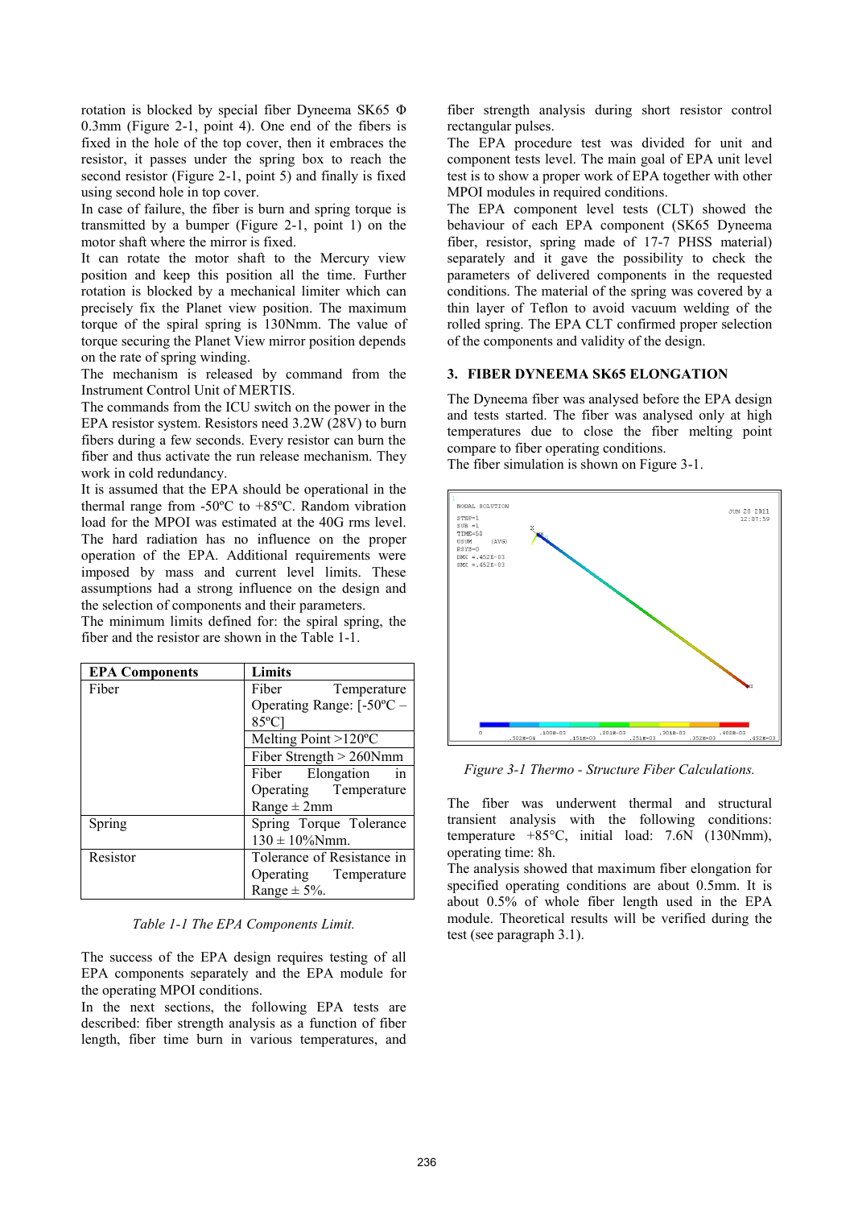rotation is blocked by special fiber Dyneema SK65 Φ 0.3mm (Figure 2-1, point 4). One end of the fibers is fixed in the hole of the top cover, then it embraces the resistor, it passes under the spring box to reach the second resistor (Figure 2-1, point 5) and finally is fixed using second hole in top cover.

In case of failure, the fiber is burn and spring torque is transmitted by a bumper (Figure 2-1, point 1) on the motor shaft where the mirror is fixed.

It can rotate the motor shaft to the Mercury view position and keep this position all the time. Further rotation is blocked by a mechanical limiter which can precisely fix the Planet view position. The maximum torque of the spiral spring is 130Nmm. The value of torque securing the Planet View mirror position depends on the rate of spring winding.

The mechanism is released by command from the Instrument Control Unit of MERTIS.

The commands from the ICU switch on the power in the EPA resistor system. Resistors need 3.2W (28V) to burn fibers during a few seconds. Every resistor can burn the fiber and thus activate the run release mechanism. They work in cold redundancy.

It is assumed that the EPA should be operational in the thermal range from -50ºC to +85ºC. Random vibration load for the MPOI was estimated at the 40G rms level. The hard radiation has no influence on the proper operation of the EPA. Additional requirements were imposed by mass and current level limits. These assumptions had a strong influence on the design and the selection of components and their parameters.

The minimum limits defined for: the spiral spring, the fiber and the resistor are shown in the Table 1-1.

| EPA Components | Limits |
|---|---|
| Fiber | Fiber Temperature Operating Range: [-50ºC – 85ºC] |
| | Melting Point >120ºC |
| | Fiber Strength > 260Nmm |
| | Fiber Elongation in Operating Temperature Range ± 2mm |
| Spring | Spring Torque Tolerance 130 ± 10%Nmm. |
| Resistor | Tolerance of Resistance in Operating Temperature Range ± 5%. |

*Table 1-1 The EPA Components Limit.*

The success of the EPA design requires testing of all EPA components separately and the EPA module for the operating MPOI conditions.

In the next sections, the following EPA tests are described: fiber strength analysis as a function of fiber length, fiber time burn in various temperatures, and fiber strength analysis during short resistor control rectangular pulses.

The EPA procedure test was divided for unit and component tests level. The main goal of EPA unit level test is to show a proper work of EPA together with other MPOI modules in required conditions.

The EPA component level tests (CLT) showed the behaviour of each EPA component (SK65 Dyneema fiber, resistor, spring made of 17-7 PHSS material) separately and it gave the possibility to check the parameters of delivered components in the requested conditions. The material of the spring was covered by a thin layer of Teflon to avoid vacuum welding of the rolled spring. The EPA CLT confirmed proper selection of the components and validity of the design.

## 3. FIBER DYNEEMA SK65 ELONGATION

The Dyneema fiber was analysed before the EPA design and tests started. The fiber was analysed only at high temperatures due to close the fiber melting point compare to fiber operating conditions.

The fiber simulation is shown on Figure 3-1.

*Figure 3-1 Thermo - Structure Fiber Calculations.*

The fiber was underwent thermal and structural transient analysis with the following conditions: temperature +85°C, initial load: 7.6N (130Nmm), operating time: 8h.

The analysis showed that maximum fiber elongation for specified operating conditions are about 0.5mm. It is about 0.5% of whole fiber length used in the EPA module. Theoretical results will be verified during the test (see paragraph 3.1).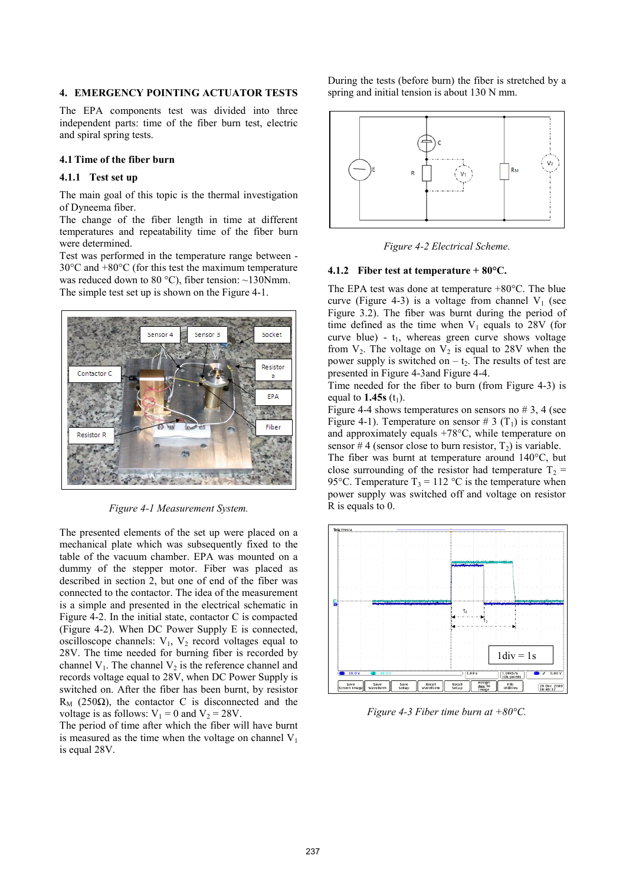## 4. EMERGENCY POINTING ACTUATOR TESTS

The EPA components test was divided into three independent parts: time of the fiber burn test, electric and spiral spring tests.

### 4.1 Time of the fiber burn

#### 4.1.1 Test set up

The main goal of this topic is the thermal investigation of Dyneema fiber.

The change of the fiber length in time at different temperatures and repeatability time of the fiber burn were determined.

Test was performed in the temperature range between -30°C and +80°C (for this test the maximum temperature was reduced down to 80 °C), fiber tension: ~130Nmm. The simple test set up is shown on the Figure 4-1.

*Figure 4-1 Measurement System.*

The presented elements of the set up were placed on a mechanical plate which was subsequently fixed to the table of the vacuum chamber. EPA was mounted on a dummy of the stepper motor. Fiber was placed as described in section 2, but one of end of the fiber was connected to the contactor. The idea of the measurement is a simple and presented in the electrical schematic in Figure 4-2. In the initial state, contactor C is compacted (Figure 4-2). When DC Power Supply E is connected, oscilloscope channels: $V_1$, $V_2$ record voltages equal to 28V. The time needed for burning fiber is recorded by channel $V_1$. The channel $V_2$ is the reference channel and records voltage equal to 28V, when DC Power Supply is switched on. After the fiber has been burnt, by resistor $R_M$ (250Ω), the contactor C is disconnected and the voltage is as follows: $V_1 = 0$ and $V_2 = 28V$.

The period of time after which the fiber will have burnt is measured as the time when the voltage on channel $V_1$ is equal 28V.

During the tests (before burn) the fiber is stretched by a spring and initial tension is about 130 N mm.

*Figure 4-2 Electrical Scheme.*

#### 4.1.2 Fiber test at temperature + 80°C.

The EPA test was done at temperature +80°C. The blue curve (Figure 4-3) is a voltage from channel $V_1$ (see Figure 3.2). The fiber was burnt during the period of time defined as the time when $V_1$ equals to 28V (for curve blue) - $t_1$, whereas green curve shows voltage from $V_2$. The voltage on $V_2$ is equal to 28V when the power supply is switched on – $t_2$. The results of test are presented in Figure 4-3and Figure 4-4.

Time needed for the fiber to burn (from Figure 4-3) is equal to **1.45s** ($t_1$).

Figure 4-4 shows temperatures on sensors no # 3, 4 (see Figure 4-1). Temperature on sensor # 3 ($T_1$) is constant and approximately equals +78°C, while temperature on sensor # 4 (sensor close to burn resistor, $T_2$) is variable. The fiber was burnt at temperature around 140°C, but close surrounding of the resistor had temperature $T_2$ = 95°C. Temperature $T_3$ = 112 °C is the temperature when power supply was switched off and voltage on resistor R is equals to 0.

*Figure 4-3 Fiber time burn at +80°C.*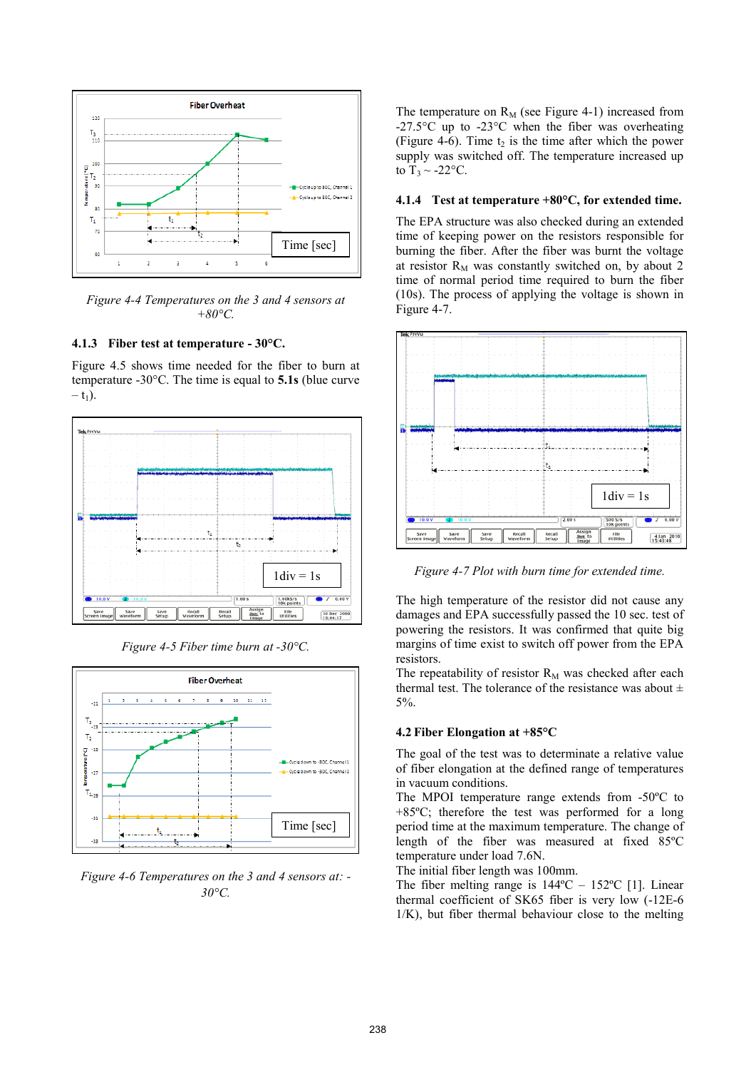*Figure 4-4 Temperatures on the 3 and 4 sensors at +80°C.*

### 4.1.3 Fiber test at temperature - 30°C.

Figure 4.5 shows time needed for the fiber to burn at temperature -30°C. The time is equal to **5.1s** (blue curve – $t_1$).

*Figure 4-5 Fiber time burn at -30°C.*

*Figure 4-6 Temperatures on the 3 and 4 sensors at: -30°C.*

The temperature on $R_M$ (see Figure 4-1) increased from -27.5°C up to -23°C when the fiber was overheating (Figure 4-6). Time $t_2$ is the time after which the power supply was switched off. The temperature increased up to $T_3$ ~ -22°C.

### 4.1.4 Test at temperature +80°C, for extended time.

The EPA structure was also checked during an extended time of keeping power on the resistors responsible for burning the fiber. After the fiber was burnt the voltage at resistor $R_M$ was constantly switched on, by about 2 time of normal period time required to burn the fiber (10s). The process of applying the voltage is shown in Figure 4-7.

*Figure 4-7 Plot with burn time for extended time.*

The high temperature of the resistor did not cause any damages and EPA successfully passed the 10 sec. test of powering the resistors. It was confirmed that quite big margins of time exist to switch off power from the EPA resistors.

The repeatability of resistor $R_M$ was checked after each thermal test. The tolerance of the resistance was about ± 5%.

## 4.2 Fiber Elongation at +85°C

The goal of the test was to determinate a relative value of fiber elongation at the defined range of temperatures in vacuum conditions.

The MPOI temperature range extends from -50ºC to +85ºC; therefore the test was performed for a long period time at the maximum temperature. The change of length of the fiber was measured at fixed 85ºC temperature under load 7.6N.

The initial fiber length was 100mm.

The fiber melting range is 144ºC – 152ºC [1]. Linear thermal coefficient of SK65 fiber is very low (-12E-6 1/K), but fiber thermal behaviour close to the melting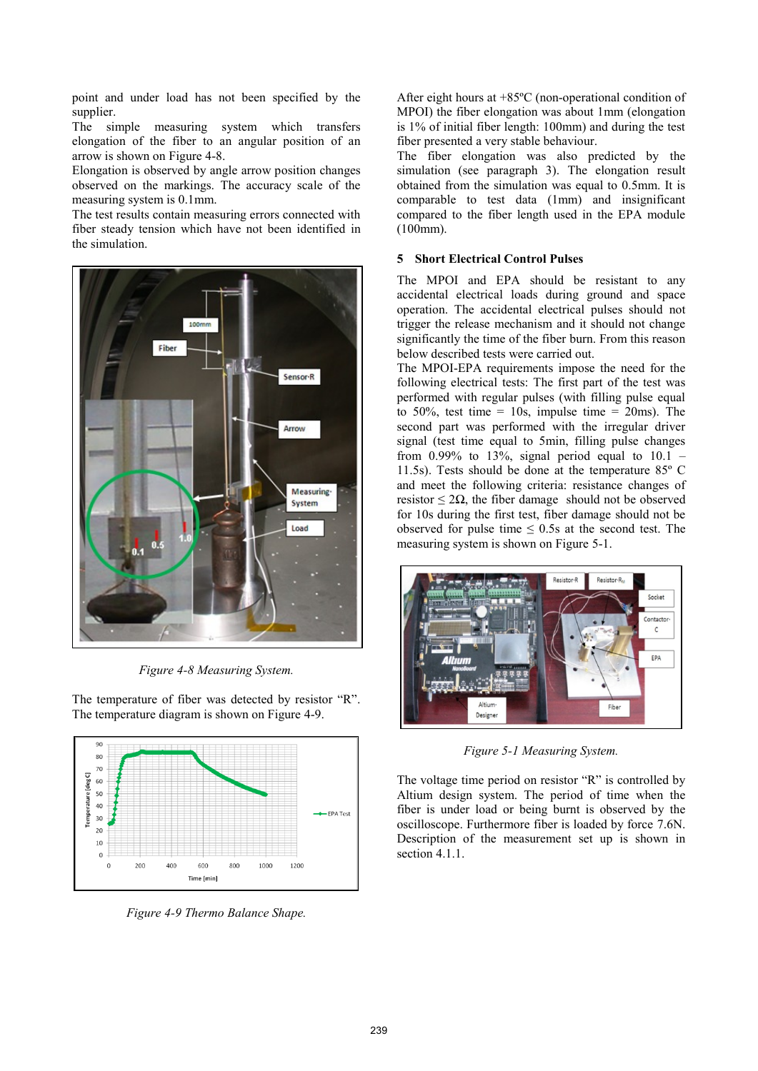point and under load has not been specified by the supplier.
The simple measuring system which transfers elongation of the fiber to an angular position of an arrow is shown on Figure 4-8.
Elongation is observed by angle arrow position changes observed on the markings. The accuracy scale of the measuring system is 0.1mm.
The test results contain measuring errors connected with fiber steady tension which have not been identified in the simulation.

*Figure 4-8 Measuring System.*

The temperature of fiber was detected by resistor "R". The temperature diagram is shown on Figure 4-9.

*Figure 4-9 Thermo Balance Shape.*

After eight hours at +85ºC (non-operational condition of MPOI) the fiber elongation was about 1mm (elongation is 1% of initial fiber length: 100mm) and during the test fiber presented a very stable behaviour.
The fiber elongation was also predicted by the simulation (see paragraph 3). The elongation result obtained from the simulation was equal to 0.5mm. It is comparable to test data (1mm) and insignificant compared to the fiber length used in the EPA module (100mm).

## 5 Short Electrical Control Pulses

The MPOI and EPA should be resistant to any accidental electrical loads during ground and space operation. The accidental electrical pulses should not trigger the release mechanism and it should not change significantly the time of the fiber burn. From this reason below described tests were carried out.
The MPOI-EPA requirements impose the need for the following electrical tests: The first part of the test was performed with regular pulses (with filling pulse equal to 50%, test time = 10s, impulse time = 20ms). The second part was performed with the irregular driver signal (test time equal to 5min, filling pulse changes from 0.99% to 13%, signal period equal to 10.1 – 11.5s). Tests should be done at the temperature 85º C and meet the following criteria: resistance changes of resistor $\leq 2\Omega$, the fiber damage should not be observed for 10s during the first test, fiber damage should not be observed for pulse time $\leq$ 0.5s at the second test. The measuring system is shown on Figure 5-1.

*Figure 5-1 Measuring System.*

The voltage time period on resistor "R" is controlled by Altium design system. The period of time when the fiber is under load or being burnt is observed by the oscilloscope. Furthermore fiber is loaded by force 7.6N. Description of the measurement set up is shown in section 4.1.1.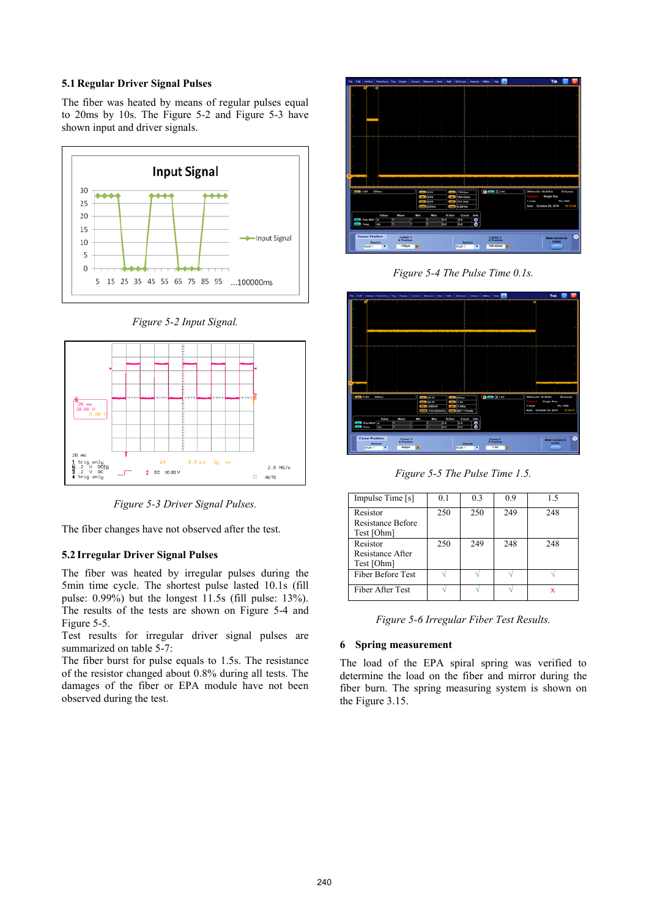### 5.1 Regular Driver Signal Pulses

The fiber was heated by means of regular pulses equal to 20ms by 10s. The Figure 5-2 and Figure 5-3 have shown input and driver signals.

*Figure 5-2 Input Signal.*

*Figure 5-3 Driver Signal Pulses.*

The fiber changes have not observed after the test.

### 5.2 Irregular Driver Signal Pulses

The fiber was heated by irregular pulses during the 5min time cycle. The shortest pulse lasted 10.1s (fill pulse: 0.99%) but the longest 11.5s (fill pulse: 13%). The results of the tests are shown on Figure 5-4 and Figure 5-5.

Test results for irregular driver signal pulses are summarized on table 5-7:

The fiber burst for pulse equals to 1.5s. The resistance of the resistor changed about 0.8% during all tests. The damages of the fiber or EPA module have not been observed during the test.

*Figure 5-4 The Pulse Time 0.1s.*

*Figure 5-5 The Pulse Time 1.5.*

| Impulse Time [s] | 0.1 | 0.3 | 0.9 | 1.5 |
|---|---|---|---|---|
| Resistor Resistance Before Test [Ohm] | 250 | 250 | 249 | 248 |
| Resistor Resistance After Test [Ohm] | 250 | 249 | 248 | 248 |
| Fiber Before Test | √ | √ | √ | √ |
| Fiber After Test | √ | √ | √ | x |

*Figure 5-6 Irregular Fiber Test Results.*

## 6 Spring measurement

The load of the EPA spiral spring was verified to determine the load on the fiber and mirror during the fiber burn. The spring measuring system is shown on the Figure 3.15.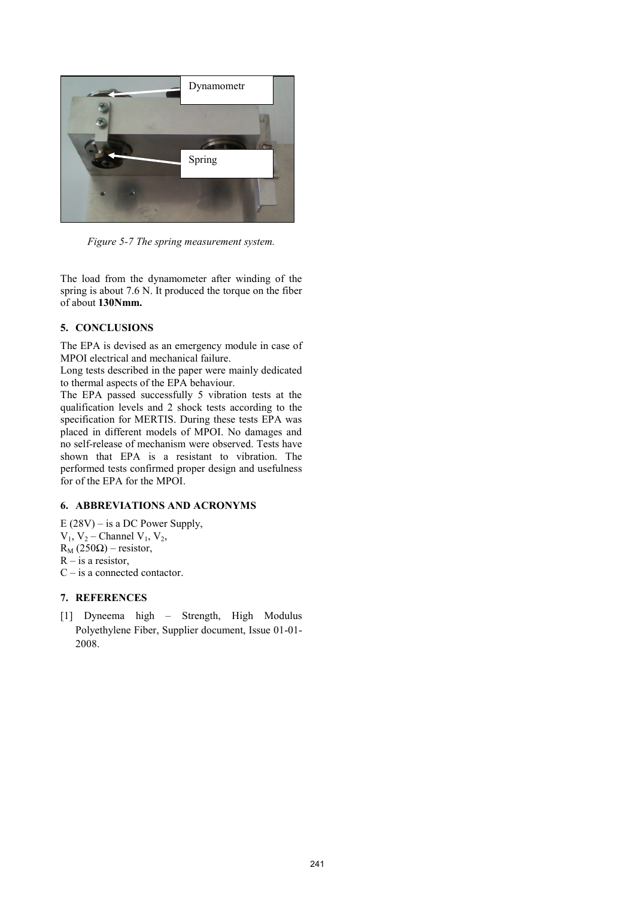Dynamometr

Spring

*Figure 5-7 The spring measurement system.*

The load from the dynamometer after winding of the spring is about 7.6 N. It produced the torque on the fiber of about **130Nmm.**

## 5. CONCLUSIONS

The EPA is devised as an emergency module in case of MPOI electrical and mechanical failure.

Long tests described in the paper were mainly dedicated to thermal aspects of the EPA behaviour.

The EPA passed successfully 5 vibration tests at the qualification levels and 2 shock tests according to the specification for MERTIS. During these tests EPA was placed in different models of MPOI. No damages and no self-release of mechanism were observed. Tests have shown that EPA is a resistant to vibration. The performed tests confirmed proper design and usefulness for of the EPA for the MPOI.

## 6. ABBREVIATIONS AND ACRONYMS

E (28V) – is a DC Power Supply,
$V_1$, $V_2$ – Channel $V_1$, $V_2$,
$R_M$ (250Ω) – resistor,
R – is a resistor,
C – is a connected contactor.

## 7. REFERENCES

[1] Dyneema high – Strength, High Modulus Polyethylene Fiber, Supplier document, Issue 01-01-2008.